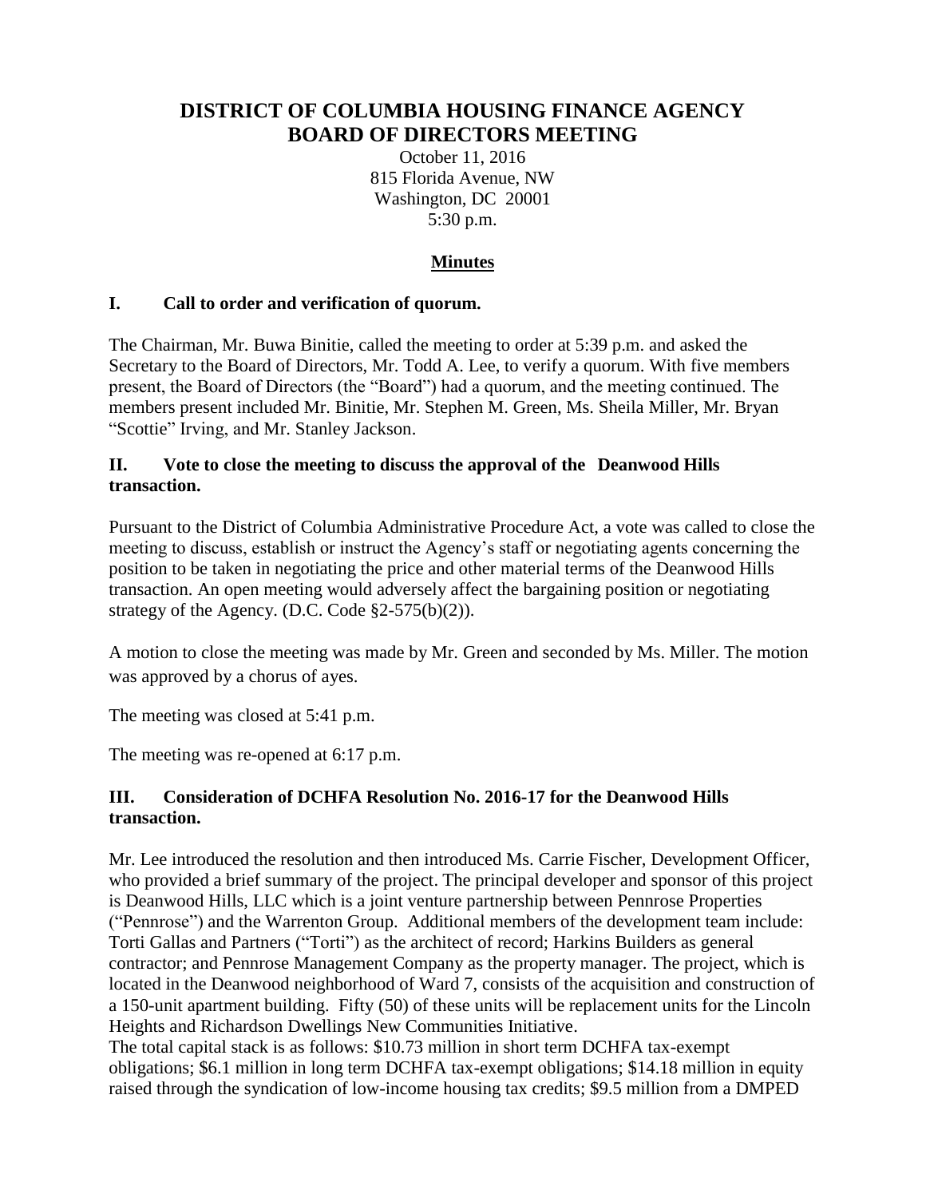# DISTRICT OF COLUMBIA HOUSING FINANCE AGENCY
# BOARD OF DIRECTORS MEETING

October 11, 2016
815 Florida Avenue, NW
Washington, DC 20001
5:30 p.m.

## Minutes

### I. Call to order and verification of quorum.

The Chairman, Mr. Buwa Binitie, called the meeting to order at 5:39 p.m. and asked the Secretary to the Board of Directors, Mr. Todd A. Lee, to verify a quorum. With five members present, the Board of Directors (the "Board") had a quorum, and the meeting continued. The members present included Mr. Binitie, Mr. Stephen M. Green, Ms. Sheila Miller, Mr. Bryan "Scottie" Irving, and Mr. Stanley Jackson.

### II. Vote to close the meeting to discuss the approval of the Deanwood Hills transaction.

Pursuant to the District of Columbia Administrative Procedure Act, a vote was called to close the meeting to discuss, establish or instruct the Agency's staff or negotiating agents concerning the position to be taken in negotiating the price and other material terms of the Deanwood Hills transaction. An open meeting would adversely affect the bargaining position or negotiating strategy of the Agency. (D.C. Code §2-575(b)(2)).

A motion to close the meeting was made by Mr. Green and seconded by Ms. Miller. The motion was approved by a chorus of ayes.

The meeting was closed at 5:41 p.m.

The meeting was re-opened at 6:17 p.m.

### III. Consideration of DCHFA Resolution No. 2016-17 for the Deanwood Hills transaction.

Mr. Lee introduced the resolution and then introduced Ms. Carrie Fischer, Development Officer, who provided a brief summary of the project. The principal developer and sponsor of this project is Deanwood Hills, LLC which is a joint venture partnership between Pennrose Properties ("Pennrose") and the Warrenton Group. Additional members of the development team include: Torti Gallas and Partners ("Torti") as the architect of record; Harkins Builders as general contractor; and Pennrose Management Company as the property manager. The project, which is located in the Deanwood neighborhood of Ward 7, consists of the acquisition and construction of a 150-unit apartment building. Fifty (50) of these units will be replacement units for the Lincoln Heights and Richardson Dwellings New Communities Initiative.

The total capital stack is as follows: $10.73 million in short term DCHFA tax-exempt obligations; $6.1 million in long term DCHFA tax-exempt obligations; $14.18 million in equity raised through the syndication of low-income housing tax credits; $9.5 million from a DMPED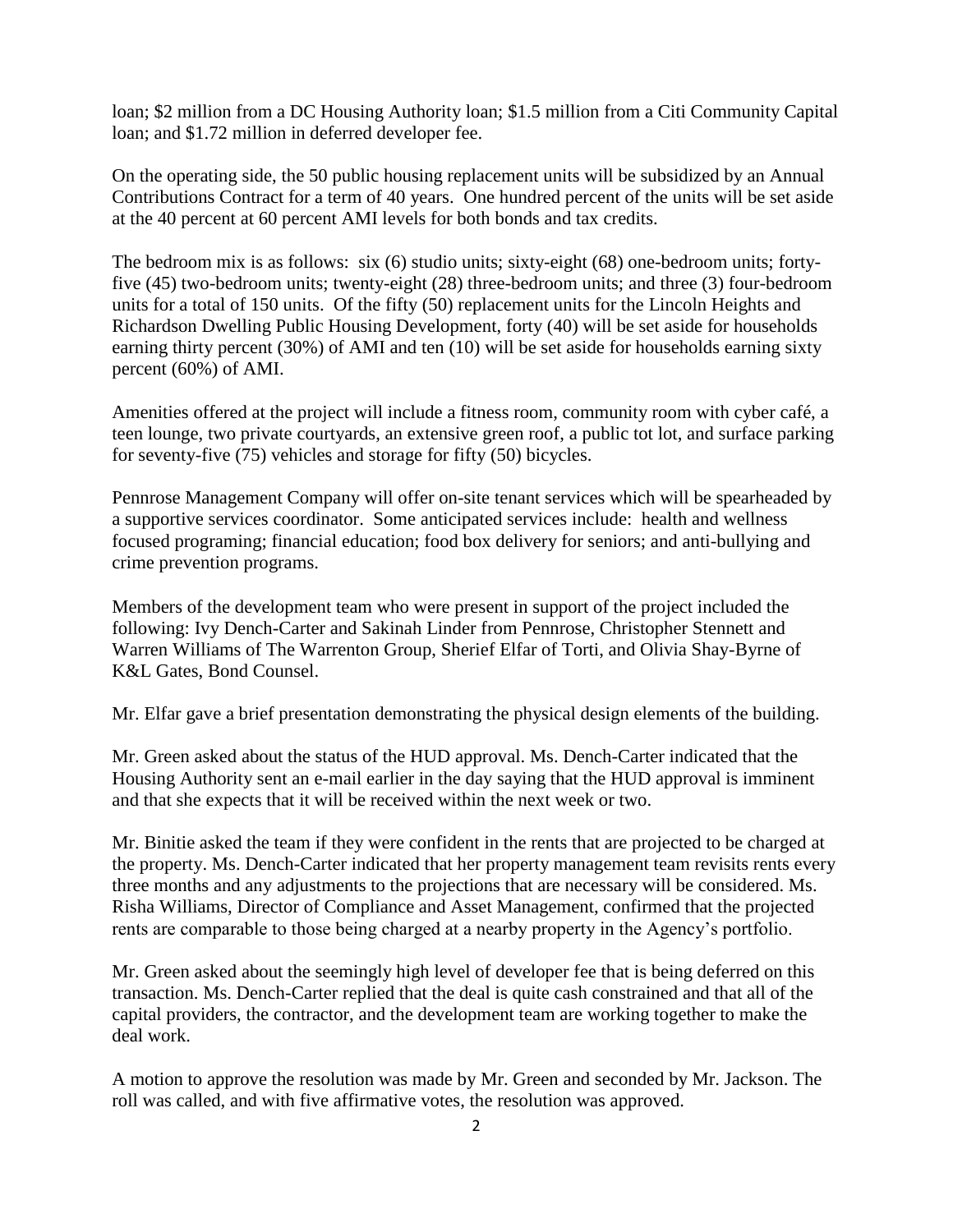loan; $2 million from a DC Housing Authority loan; $1.5 million from a Citi Community Capital loan; and $1.72 million in deferred developer fee.

On the operating side, the 50 public housing replacement units will be subsidized by an Annual Contributions Contract for a term of 40 years. One hundred percent of the units will be set aside at the 40 percent at 60 percent AMI levels for both bonds and tax credits.

The bedroom mix is as follows: six (6) studio units; sixty-eight (68) one-bedroom units; forty-five (45) two-bedroom units; twenty-eight (28) three-bedroom units; and three (3) four-bedroom units for a total of 150 units. Of the fifty (50) replacement units for the Lincoln Heights and Richardson Dwelling Public Housing Development, forty (40) will be set aside for households earning thirty percent (30%) of AMI and ten (10) will be set aside for households earning sixty percent (60%) of AMI.

Amenities offered at the project will include a fitness room, community room with cyber café, a teen lounge, two private courtyards, an extensive green roof, a public tot lot, and surface parking for seventy-five (75) vehicles and storage for fifty (50) bicycles.

Pennrose Management Company will offer on-site tenant services which will be spearheaded by a supportive services coordinator. Some anticipated services include: health and wellness focused programing; financial education; food box delivery for seniors; and anti-bullying and crime prevention programs.

Members of the development team who were present in support of the project included the following: Ivy Dench-Carter and Sakinah Linder from Pennrose, Christopher Stennett and Warren Williams of The Warrenton Group, Sherief Elfar of Torti, and Olivia Shay-Byrne of K&L Gates, Bond Counsel.

Mr. Elfar gave a brief presentation demonstrating the physical design elements of the building.

Mr. Green asked about the status of the HUD approval. Ms. Dench-Carter indicated that the Housing Authority sent an e-mail earlier in the day saying that the HUD approval is imminent and that she expects that it will be received within the next week or two.

Mr. Binitie asked the team if they were confident in the rents that are projected to be charged at the property. Ms. Dench-Carter indicated that her property management team revisits rents every three months and any adjustments to the projections that are necessary will be considered. Ms. Risha Williams, Director of Compliance and Asset Management, confirmed that the projected rents are comparable to those being charged at a nearby property in the Agency's portfolio.

Mr. Green asked about the seemingly high level of developer fee that is being deferred on this transaction. Ms. Dench-Carter replied that the deal is quite cash constrained and that all of the capital providers, the contractor, and the development team are working together to make the deal work.

A motion to approve the resolution was made by Mr. Green and seconded by Mr. Jackson. The roll was called, and with five affirmative votes, the resolution was approved.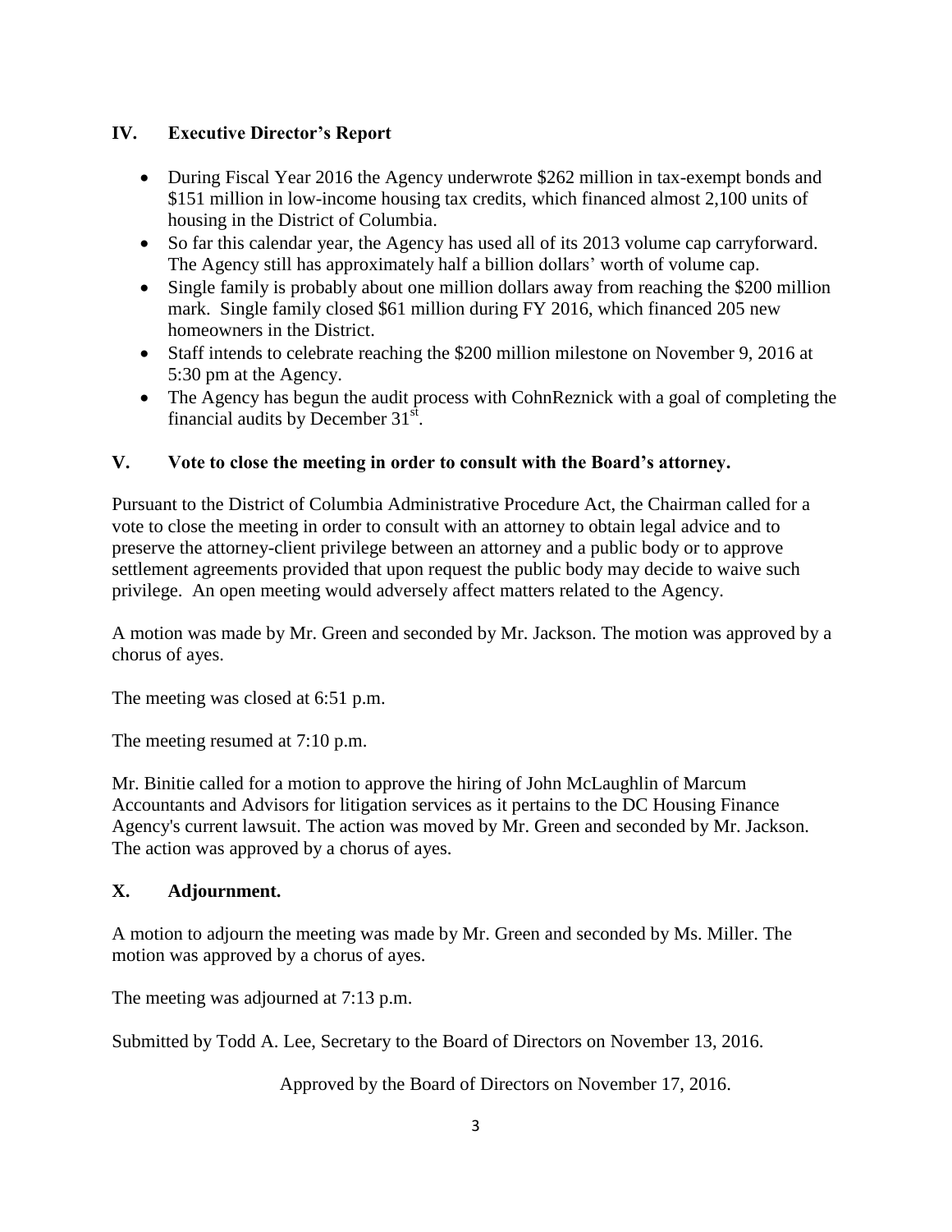## IV. Executive Director's Report

- During Fiscal Year 2016 the Agency underwrote $262 million in tax-exempt bonds and $151 million in low-income housing tax credits, which financed almost 2,100 units of housing in the District of Columbia.
- So far this calendar year, the Agency has used all of its 2013 volume cap carryforward. The Agency still has approximately half a billion dollars' worth of volume cap.
- Single family is probably about one million dollars away from reaching the $200 million mark. Single family closed $61 million during FY 2016, which financed 205 new homeowners in the District.
- Staff intends to celebrate reaching the $200 million milestone on November 9, 2016 at 5:30 pm at the Agency.
- The Agency has begun the audit process with CohnReznick with a goal of completing the financial audits by December 31st.

## V. Vote to close the meeting in order to consult with the Board's attorney.

Pursuant to the District of Columbia Administrative Procedure Act, the Chairman called for a vote to close the meeting in order to consult with an attorney to obtain legal advice and to preserve the attorney-client privilege between an attorney and a public body or to approve settlement agreements provided that upon request the public body may decide to waive such privilege. An open meeting would adversely affect matters related to the Agency.

A motion was made by Mr. Green and seconded by Mr. Jackson. The motion was approved by a chorus of ayes.

The meeting was closed at 6:51 p.m.

The meeting resumed at 7:10 p.m.

Mr. Binitie called for a motion to approve the hiring of John McLaughlin of Marcum Accountants and Advisors for litigation services as it pertains to the DC Housing Finance Agency's current lawsuit. The action was moved by Mr. Green and seconded by Mr. Jackson. The action was approved by a chorus of ayes.

## X. Adjournment.

A motion to adjourn the meeting was made by Mr. Green and seconded by Ms. Miller. The motion was approved by a chorus of ayes.

The meeting was adjourned at 7:13 p.m.

Submitted by Todd A. Lee, Secretary to the Board of Directors on November 13, 2016.

Approved by the Board of Directors on November 17, 2016.